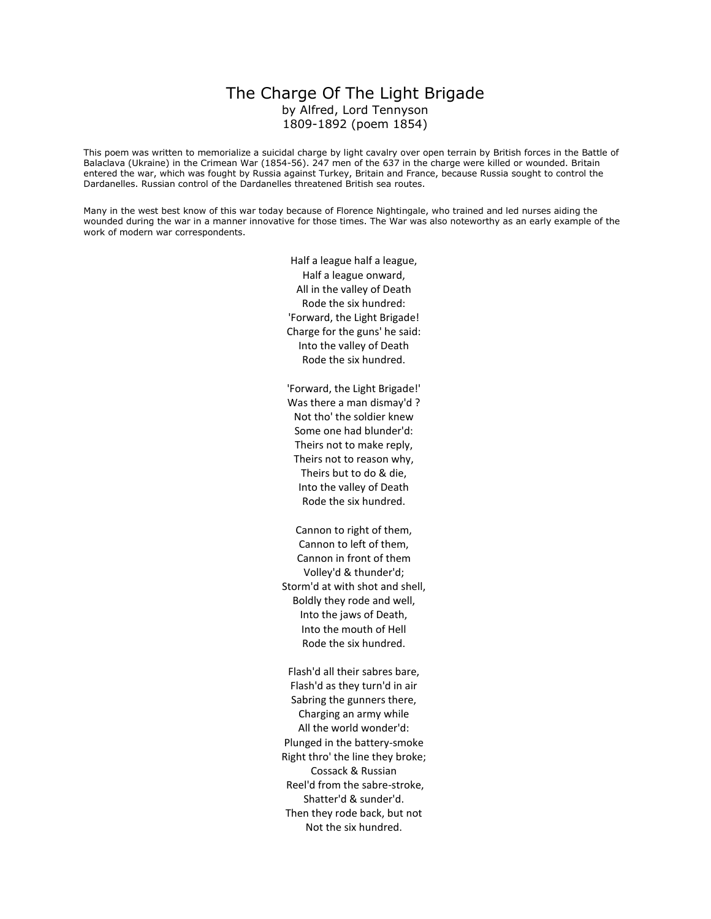# The Charge Of The Light Brigade

by Alfred, Lord Tennyson
1809-1892 (poem 1854)

This poem was written to memorialize a suicidal charge by light cavalry over open terrain by British forces in the Battle of Balaclava (Ukraine) in the Crimean War (1854-56). 247 men of the 637 in the charge were killed or wounded. Britain entered the war, which was fought by Russia against Turkey, Britain and France, because Russia sought to control the Dardanelles. Russian control of the Dardanelles threatened British sea routes.

Many in the west best know of this war today because of Florence Nightingale, who trained and led nurses aiding the wounded during the war in a manner innovative for those times. The War was also noteworthy as an early example of the work of modern war correspondents.

Half a league half a league,
Half a league onward,
All in the valley of Death
Rode the six hundred:
'Forward, the Light Brigade!
Charge for the guns' he said:
Into the valley of Death
Rode the six hundred.

'Forward, the Light Brigade!'
Was there a man dismay'd ?
Not tho' the soldier knew
Some one had blunder'd:
Theirs not to make reply,
Theirs not to reason why,
Theirs but to do & die,
Into the valley of Death
Rode the six hundred.

Cannon to right of them,
Cannon to left of them,
Cannon in front of them
Volley'd & thunder'd;
Storm'd at with shot and shell,
Boldly they rode and well,
Into the jaws of Death,
Into the mouth of Hell
Rode the six hundred.

Flash'd all their sabres bare,
Flash'd as they turn'd in air
Sabring the gunners there,
Charging an army while
All the world wonder'd:
Plunged in the battery-smoke
Right thro' the line they broke;
Cossack & Russian
Reel'd from the sabre-stroke,
Shatter'd & sunder'd.
Then they rode back, but not
Not the six hundred.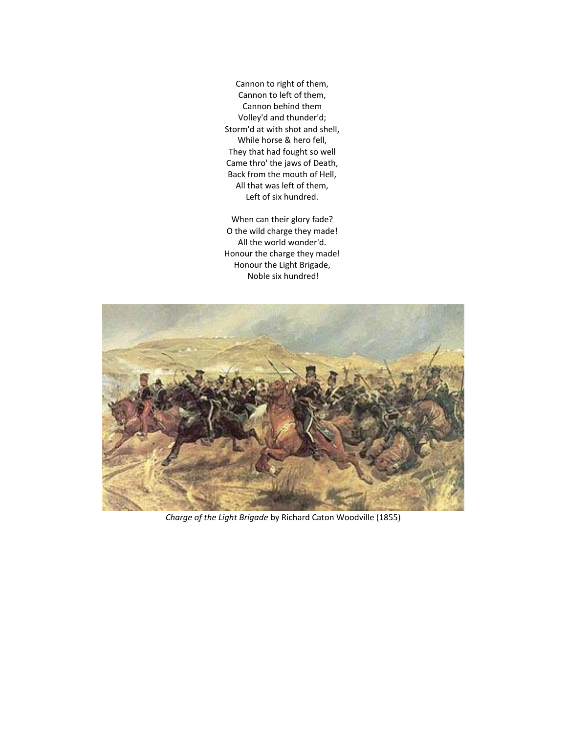Cannon to right of them,
Cannon to left of them,
Cannon behind them
Volley'd and thunder'd;
Storm'd at with shot and shell,
While horse & hero fell,
They that had fought so well
Came thro' the jaws of Death,
Back from the mouth of Hell,
All that was left of them,
Left of six hundred.

When can their glory fade?
O the wild charge they made!
All the world wonder'd.
Honour the charge they made!
Honour the Light Brigade,
Noble six hundred!

*Charge of the Light Brigade* by Richard Caton Woodville (1855)